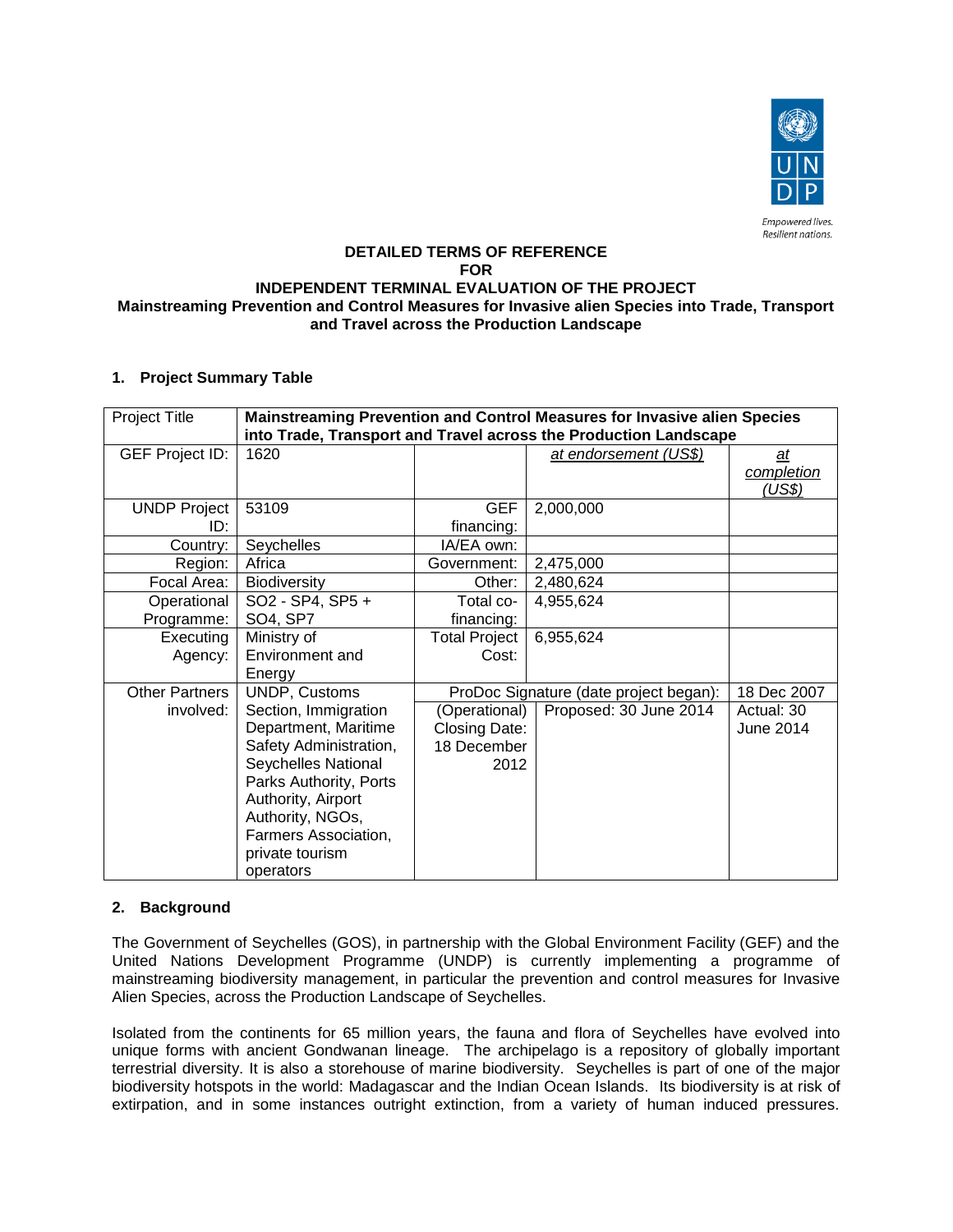Empowered lives.
Resilient nations.

**DETAILED TERMS OF REFERENCE**
**FOR**
**INDEPENDENT TERMINAL EVALUATION OF THE PROJECT**
**Mainstreaming Prevention and Control Measures for Invasive alien Species into Trade, Transport and Travel across the Production Landscape**

## 1. Project Summary Table

| Project Title | **Mainstreaming Prevention and Control Measures for Invasive alien Species into Trade, Transport and Travel across the Production Landscape** | | | |
|---|---|---|---|---|
| GEF Project ID: | 1620 | | *at endorsement (US$)* | *at completion (US$)* |
| UNDP Project ID: | 53109 | GEF financing: | 2,000,000 | |
| Country: | Seychelles | IA/EA own: | | |
| Region: | Africa | Government: | 2,475,000 | |
| Focal Area: | Biodiversity | Other: | 2,480,624 | |
| Operational Programme: | SO2 - SP4, SP5 + SO4, SP7 | Total co-financing: | 4,955,624 | |
| Executing Agency: | Ministry of Environment and Energy | Total Project Cost: | 6,955,624 | |
| Other Partners involved: | UNDP, Customs Section, Immigration Department, Maritime Safety Administration, Seychelles National Parks Authority, Ports Authority, Airport Authority, NGOs, Farmers Association, private tourism operators | ProDoc Signature (date project began): | | 18 Dec 2007 |
| | | (Operational) Closing Date: 18 December 2012 | Proposed: 30 June 2014 | Actual: 30 June 2014 |

## 2. Background

The Government of Seychelles (GOS), in partnership with the Global Environment Facility (GEF) and the United Nations Development Programme (UNDP) is currently implementing a programme of mainstreaming biodiversity management, in particular the prevention and control measures for Invasive Alien Species, across the Production Landscape of Seychelles.

Isolated from the continents for 65 million years, the fauna and flora of Seychelles have evolved into unique forms with ancient Gondwanan lineage. The archipelago is a repository of globally important terrestrial diversity. It is also a storehouse of marine biodiversity. Seychelles is part of one of the major biodiversity hotspots in the world: Madagascar and the Indian Ocean Islands. Its biodiversity is at risk of extirpation, and in some instances outright extinction, from a variety of human induced pressures.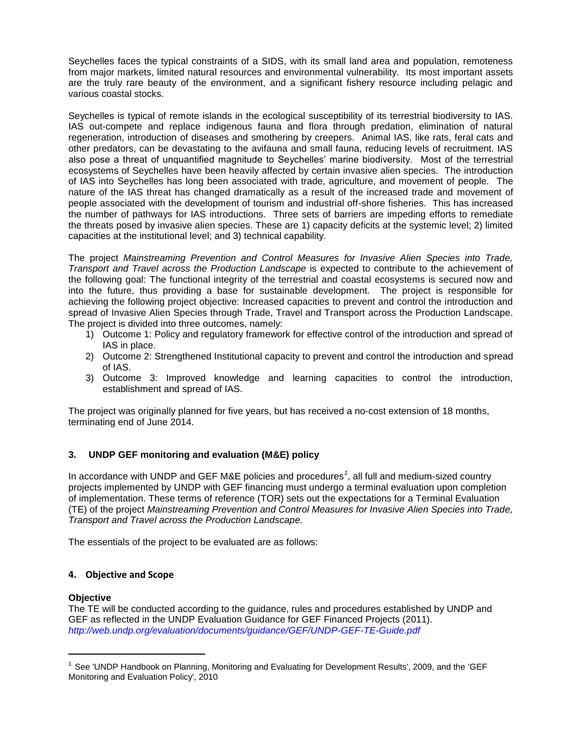Seychelles faces the typical constraints of a SIDS, with its small land area and population, remoteness from major markets, limited natural resources and environmental vulnerability. Its most important assets are the truly rare beauty of the environment, and a significant fishery resource including pelagic and various coastal stocks.

Seychelles is typical of remote islands in the ecological susceptibility of its terrestrial biodiversity to IAS. IAS out-compete and replace indigenous fauna and flora through predation, elimination of natural regeneration, introduction of diseases and smothering by creepers. Animal IAS, like rats, feral cats and other predators, can be devastating to the avifauna and small fauna, reducing levels of recruitment. IAS also pose a threat of unquantified magnitude to Seychelles' marine biodiversity. Most of the terrestrial ecosystems of Seychelles have been heavily affected by certain invasive alien species. The introduction of IAS into Seychelles has long been associated with trade, agriculture, and movement of people. The nature of the IAS threat has changed dramatically as a result of the increased trade and movement of people associated with the development of tourism and industrial off-shore fisheries. This has increased the number of pathways for IAS introductions. Three sets of barriers are impeding efforts to remediate the threats posed by invasive alien species. These are 1) capacity deficits at the systemic level; 2) limited capacities at the institutional level; and 3) technical capability.

The project *Mainstreaming Prevention and Control Measures for Invasive Alien Species into Trade, Transport and Travel across the Production Landscape* is expected to contribute to the achievement of the following goal: The functional integrity of the terrestrial and coastal ecosystems is secured now and into the future, thus providing a base for sustainable development. The project is responsible for achieving the following project objective: Increased capacities to prevent and control the introduction and spread of Invasive Alien Species through Trade, Travel and Transport across the Production Landscape. The project is divided into three outcomes, namely:

1) Outcome 1: Policy and regulatory framework for effective control of the introduction and spread of IAS in place.
2) Outcome 2: Strengthened Institutional capacity to prevent and control the introduction and spread of IAS.
3) Outcome 3: Improved knowledge and learning capacities to control the introduction, establishment and spread of IAS.

The project was originally planned for five years, but has received a no-cost extension of 18 months, terminating end of June 2014.

### 3. UNDP GEF monitoring and evaluation (M&E) policy

In accordance with UNDP and GEF M&E policies and procedures[1], all full and medium-sized country projects implemented by UNDP with GEF financing must undergo a terminal evaluation upon completion of implementation. These terms of reference (TOR) sets out the expectations for a Terminal Evaluation (TE) of the project *Mainstreaming Prevention and Control Measures for Invasive Alien Species into Trade, Transport and Travel across the Production Landscape.*

The essentials of the project to be evaluated are as follows:

### 4. Objective and Scope

**Objective**

The TE will be conducted according to the guidance, rules and procedures established by UNDP and GEF as reflected in the UNDP Evaluation Guidance for GEF Financed Projects (2011). *http://web.undp.org/evaluation/documents/guidance/GEF/UNDP-GEF-TE-Guide.pdf*

[1] See 'UNDP Handbook on Planning, Monitoring and Evaluating for Development Results', 2009, and the 'GEF Monitoring and Evaluation Policy', 2010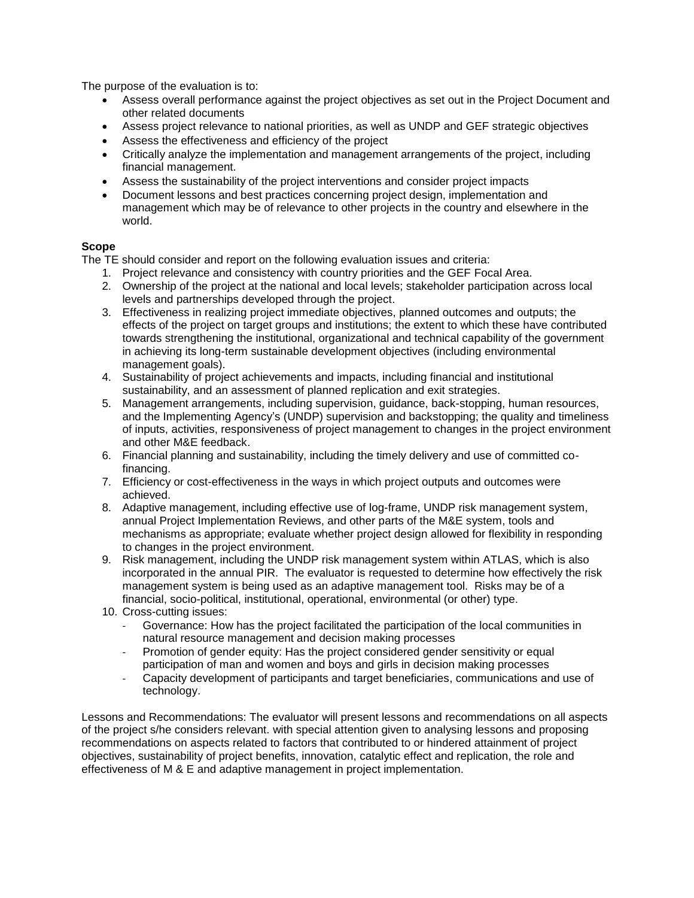The purpose of the evaluation is to:

- Assess overall performance against the project objectives as set out in the Project Document and other related documents
- Assess project relevance to national priorities, as well as UNDP and GEF strategic objectives
- Assess the effectiveness and efficiency of the project
- Critically analyze the implementation and management arrangements of the project, including financial management.
- Assess the sustainability of the project interventions and consider project impacts
- Document lessons and best practices concerning project design, implementation and management which may be of relevance to other projects in the country and elsewhere in the world.

**Scope**

The TE should consider and report on the following evaluation issues and criteria:

1. Project relevance and consistency with country priorities and the GEF Focal Area.
2. Ownership of the project at the national and local levels; stakeholder participation across local levels and partnerships developed through the project.
3. Effectiveness in realizing project immediate objectives, planned outcomes and outputs; the effects of the project on target groups and institutions; the extent to which these have contributed towards strengthening the institutional, organizational and technical capability of the government in achieving its long-term sustainable development objectives (including environmental management goals).
4. Sustainability of project achievements and impacts, including financial and institutional sustainability, and an assessment of planned replication and exit strategies.
5. Management arrangements, including supervision, guidance, back-stopping, human resources, and the Implementing Agency's (UNDP) supervision and backstopping; the quality and timeliness of inputs, activities, responsiveness of project management to changes in the project environment and other M&E feedback.
6. Financial planning and sustainability, including the timely delivery and use of committed co-financing.
7. Efficiency or cost-effectiveness in the ways in which project outputs and outcomes were achieved.
8. Adaptive management, including effective use of log-frame, UNDP risk management system, annual Project Implementation Reviews, and other parts of the M&E system, tools and mechanisms as appropriate; evaluate whether project design allowed for flexibility in responding to changes in the project environment.
9. Risk management, including the UNDP risk management system within ATLAS, which is also incorporated in the annual PIR. The evaluator is requested to determine how effectively the risk management system is being used as an adaptive management tool. Risks may be of a financial, socio-political, institutional, operational, environmental (or other) type.
10. Cross-cutting issues:
    - Governance: How has the project facilitated the participation of the local communities in natural resource management and decision making processes
    - Promotion of gender equity: Has the project considered gender sensitivity or equal participation of man and women and boys and girls in decision making processes
    - Capacity development of participants and target beneficiaries, communications and use of technology.

Lessons and Recommendations: The evaluator will present lessons and recommendations on all aspects of the project s/he considers relevant. with special attention given to analysing lessons and proposing recommendations on aspects related to factors that contributed to or hindered attainment of project objectives, sustainability of project benefits, innovation, catalytic effect and replication, the role and effectiveness of M & E and adaptive management in project implementation.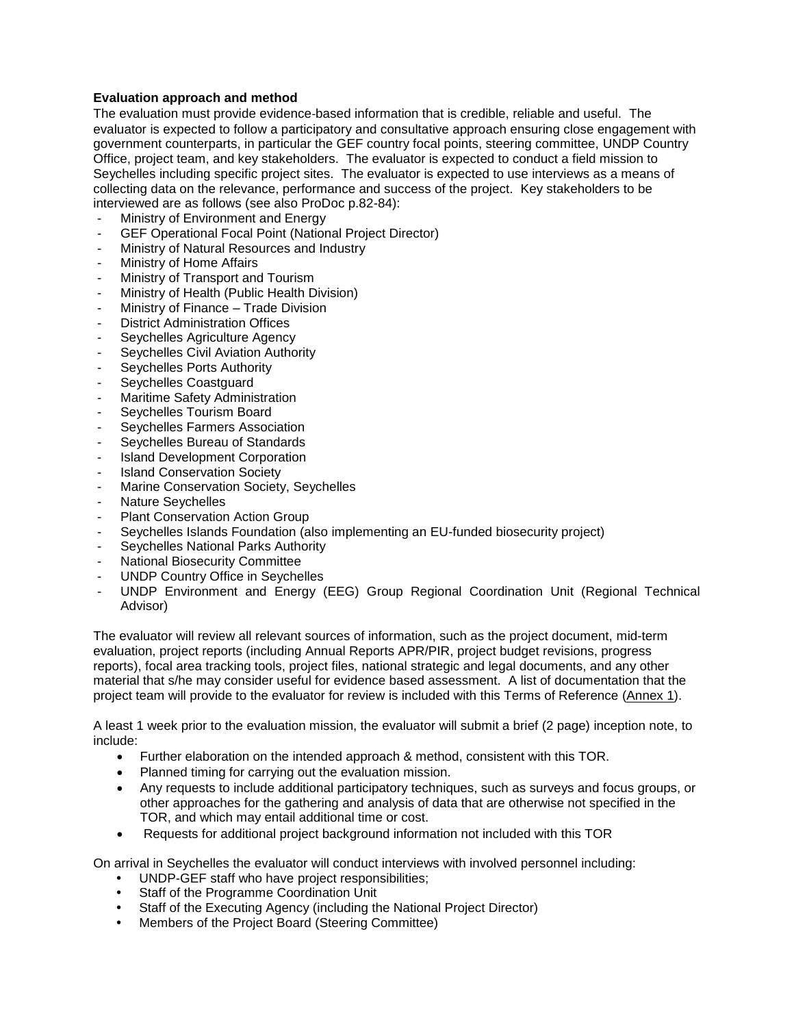**Evaluation approach and method**

The evaluation must provide evidence-based information that is credible, reliable and useful. The evaluator is expected to follow a participatory and consultative approach ensuring close engagement with government counterparts, in particular the GEF country focal points, steering committee, UNDP Country Office, project team, and key stakeholders. The evaluator is expected to conduct a field mission to Seychelles including specific project sites. The evaluator is expected to use interviews as a means of collecting data on the relevance, performance and success of the project. Key stakeholders to be interviewed are as follows (see also ProDoc p.82-84):

- Ministry of Environment and Energy
- GEF Operational Focal Point (National Project Director)
- Ministry of Natural Resources and Industry
- Ministry of Home Affairs
- Ministry of Transport and Tourism
- Ministry of Health (Public Health Division)
- Ministry of Finance – Trade Division
- District Administration Offices
- Seychelles Agriculture Agency
- Seychelles Civil Aviation Authority
- Seychelles Ports Authority
- Seychelles Coastguard
- Maritime Safety Administration
- Seychelles Tourism Board
- Seychelles Farmers Association
- Seychelles Bureau of Standards
- Island Development Corporation
- Island Conservation Society
- Marine Conservation Society, Seychelles
- Nature Seychelles
- Plant Conservation Action Group
- Seychelles Islands Foundation (also implementing an EU-funded biosecurity project)
- Seychelles National Parks Authority
- National Biosecurity Committee
- UNDP Country Office in Seychelles
- UNDP Environment and Energy (EEG) Group Regional Coordination Unit (Regional Technical Advisor)

The evaluator will review all relevant sources of information, such as the project document, mid-term evaluation, project reports (including Annual Reports APR/PIR, project budget revisions, progress reports), focal area tracking tools, project files, national strategic and legal documents, and any other material that s/he may consider useful for evidence based assessment. A list of documentation that the project team will provide to the evaluator for review is included with this Terms of Reference (Annex 1).

A least 1 week prior to the evaluation mission, the evaluator will submit a brief (2 page) inception note, to include:

- Further elaboration on the intended approach & method, consistent with this TOR.
- Planned timing for carrying out the evaluation mission.
- Any requests to include additional participatory techniques, such as surveys and focus groups, or other approaches for the gathering and analysis of data that are otherwise not specified in the TOR, and which may entail additional time or cost.
- Requests for additional project background information not included with this TOR

On arrival in Seychelles the evaluator will conduct interviews with involved personnel including:

- UNDP-GEF staff who have project responsibilities;
- Staff of the Programme Coordination Unit
- Staff of the Executing Agency (including the National Project Director)
- Members of the Project Board (Steering Committee)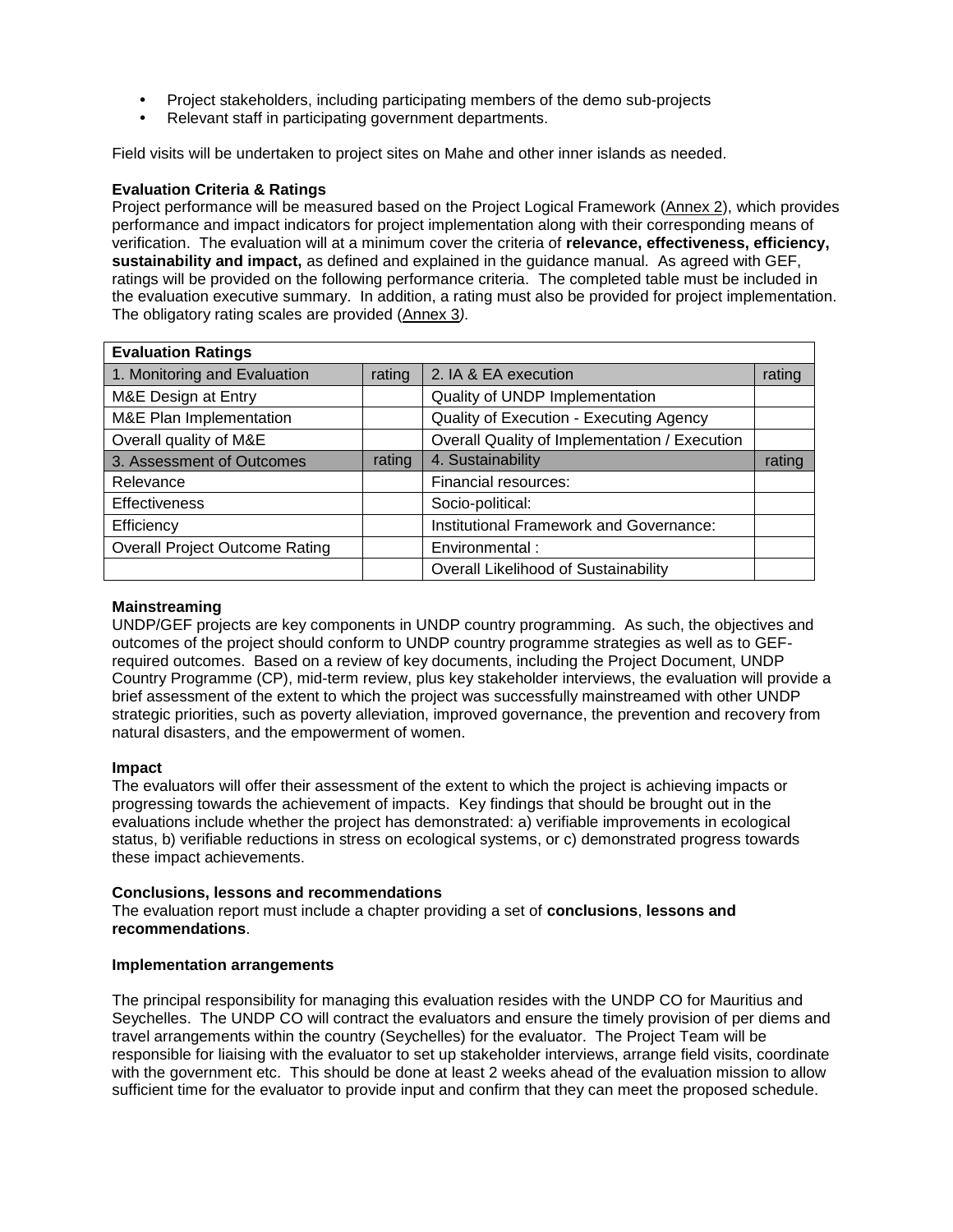- Project stakeholders, including participating members of the demo sub-projects
- Relevant staff in participating government departments.

Field visits will be undertaken to project sites on Mahe and other inner islands as needed.

**Evaluation Criteria & Ratings**
Project performance will be measured based on the Project Logical Framework (Annex 2), which provides performance and impact indicators for project implementation along with their corresponding means of verification. The evaluation will at a minimum cover the criteria of **relevance, effectiveness, efficiency, sustainability and impact,** as defined and explained in the guidance manual. As agreed with GEF, ratings will be provided on the following performance criteria. The completed table must be included in the evaluation executive summary. In addition, a rating must also be provided for project implementation. The obligatory rating scales are provided (Annex 3*)*.

| Evaluation Ratings | | | |
|---|---|---|---|
| 1. Monitoring and Evaluation | rating | 2. IA & EA execution | rating |
| M&E Design at Entry | | Quality of UNDP Implementation | |
| M&E Plan Implementation | | Quality of Execution - Executing Agency | |
| Overall quality of M&E | | Overall Quality of Implementation / Execution | |
| 3. Assessment of Outcomes | rating | 4. Sustainability | rating |
| Relevance | | Financial resources: | |
| Effectiveness | | Socio-political: | |
| Efficiency | | Institutional Framework and Governance: | |
| Overall Project Outcome Rating | | Environmental : | |
| | | Overall Likelihood of Sustainability | |

**Mainstreaming**
UNDP/GEF projects are key components in UNDP country programming. As such, the objectives and outcomes of the project should conform to UNDP country programme strategies as well as to GEF-required outcomes. Based on a review of key documents, including the Project Document, UNDP Country Programme (CP), mid-term review, plus key stakeholder interviews, the evaluation will provide a brief assessment of the extent to which the project was successfully mainstreamed with other UNDP strategic priorities, such as poverty alleviation, improved governance, the prevention and recovery from natural disasters, and the empowerment of women.

**Impact**
The evaluators will offer their assessment of the extent to which the project is achieving impacts or progressing towards the achievement of impacts. Key findings that should be brought out in the evaluations include whether the project has demonstrated: a) verifiable improvements in ecological status, b) verifiable reductions in stress on ecological systems, or c) demonstrated progress towards these impact achievements.

**Conclusions, lessons and recommendations**
The evaluation report must include a chapter providing a set of **conclusions**, **lessons and recommendations**.

**Implementation arrangements**

The principal responsibility for managing this evaluation resides with the UNDP CO for Mauritius and Seychelles. The UNDP CO will contract the evaluators and ensure the timely provision of per diems and travel arrangements within the country (Seychelles) for the evaluator. The Project Team will be responsible for liaising with the evaluator to set up stakeholder interviews, arrange field visits, coordinate with the government etc. This should be done at least 2 weeks ahead of the evaluation mission to allow sufficient time for the evaluator to provide input and confirm that they can meet the proposed schedule.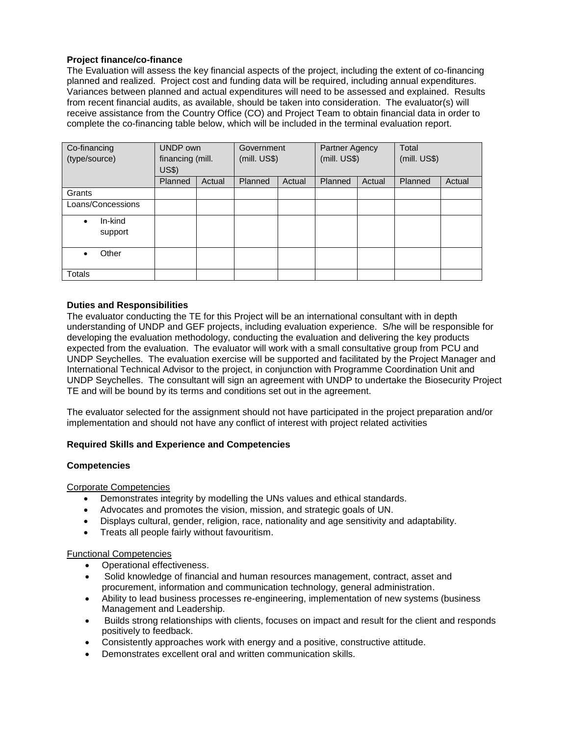**Project finance/co-finance**

The Evaluation will assess the key financial aspects of the project, including the extent of co-financing planned and realized. Project cost and funding data will be required, including annual expenditures. Variances between planned and actual expenditures will need to be assessed and explained. Results from recent financial audits, as available, should be taken into consideration. The evaluator(s) will receive assistance from the Country Office (CO) and Project Team to obtain financial data in order to complete the co-financing table below, which will be included in the terminal evaluation report.

| Co-financing (type/source) | UNDP own financing (mill. US$) | | Government (mill. US$) | | Partner Agency (mill. US$) | | Total (mill. US$) | |
|---|---|---|---|---|---|---|---|---|
| | Planned | Actual | Planned | Actual | Planned | Actual | Planned | Actual |
| Grants | | | | | | | | |
| Loans/Concessions | | | | | | | | |
| • In-kind support | | | | | | | | |
| • Other | | | | | | | | |
| Totals | | | | | | | | |

**Duties and Responsibilities**

The evaluator conducting the TE for this Project will be an international consultant with in depth understanding of UNDP and GEF projects, including evaluation experience. S/he will be responsible for developing the evaluation methodology, conducting the evaluation and delivering the key products expected from the evaluation. The evaluator will work with a small consultative group from PCU and UNDP Seychelles. The evaluation exercise will be supported and facilitated by the Project Manager and International Technical Advisor to the project, in conjunction with Programme Coordination Unit and UNDP Seychelles. The consultant will sign an agreement with UNDP to undertake the Biosecurity Project TE and will be bound by its terms and conditions set out in the agreement.

The evaluator selected for the assignment should not have participated in the project preparation and/or implementation and should not have any conflict of interest with project related activities

**Required Skills and Experience and Competencies**

**Competencies**

Corporate Competencies

- Demonstrates integrity by modelling the UNs values and ethical standards.
- Advocates and promotes the vision, mission, and strategic goals of UN.
- Displays cultural, gender, religion, race, nationality and age sensitivity and adaptability.
- Treats all people fairly without favouritism.

Functional Competencies

- Operational effectiveness.
- Solid knowledge of financial and human resources management, contract, asset and procurement, information and communication technology, general administration.
- Ability to lead business processes re-engineering, implementation of new systems (business Management and Leadership.
- Builds strong relationships with clients, focuses on impact and result for the client and responds positively to feedback.
- Consistently approaches work with energy and a positive, constructive attitude.
- Demonstrates excellent oral and written communication skills.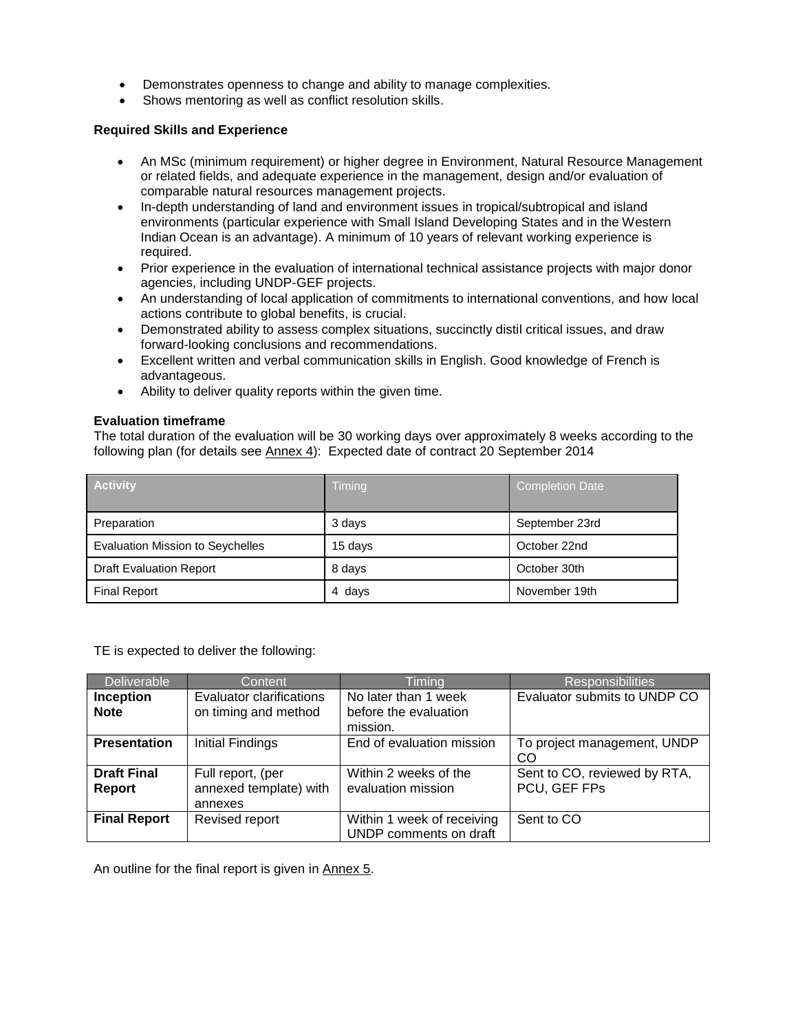- Demonstrates openness to change and ability to manage complexities.
- Shows mentoring as well as conflict resolution skills.

**Required Skills and Experience**

- An MSc (minimum requirement) or higher degree in Environment, Natural Resource Management or related fields, and adequate experience in the management, design and/or evaluation of comparable natural resources management projects.
- In-depth understanding of land and environment issues in tropical/subtropical and island environments (particular experience with Small Island Developing States and in the Western Indian Ocean is an advantage). A minimum of 10 years of relevant working experience is required.
- Prior experience in the evaluation of international technical assistance projects with major donor agencies, including UNDP-GEF projects.
- An understanding of local application of commitments to international conventions, and how local actions contribute to global benefits, is crucial.
- Demonstrated ability to assess complex situations, succinctly distil critical issues, and draw forward-looking conclusions and recommendations.
- Excellent written and verbal communication skills in English. Good knowledge of French is advantageous.
- Ability to deliver quality reports within the given time.

**Evaluation timeframe**

The total duration of the evaluation will be 30 working days over approximately 8 weeks according to the following plan (for details see Annex 4): Expected date of contract 20 September 2014

| Activity | Timing | Completion Date |
|---|---|---|
| Preparation | 3 days | September 23rd |
| Evaluation Mission to Seychelles | 15 days | October 22nd |
| Draft Evaluation Report | 8 days | October 30th |
| Final Report | 4 days | November 19th |

TE is expected to deliver the following:

| Deliverable | Content | Timing | Responsibilities |
|---|---|---|---|
| **Inception Note** | Evaluator clarifications on timing and method | No later than 1 week before the evaluation mission. | Evaluator submits to UNDP CO |
| **Presentation** | Initial Findings | End of evaluation mission | To project management, UNDP CO |
| **Draft Final Report** | Full report, (per annexed template) with annexes | Within 2 weeks of the evaluation mission | Sent to CO, reviewed by RTA, PCU, GEF FPs |
| **Final Report** | Revised report | Within 1 week of receiving UNDP comments on draft | Sent to CO |

An outline for the final report is given in Annex 5.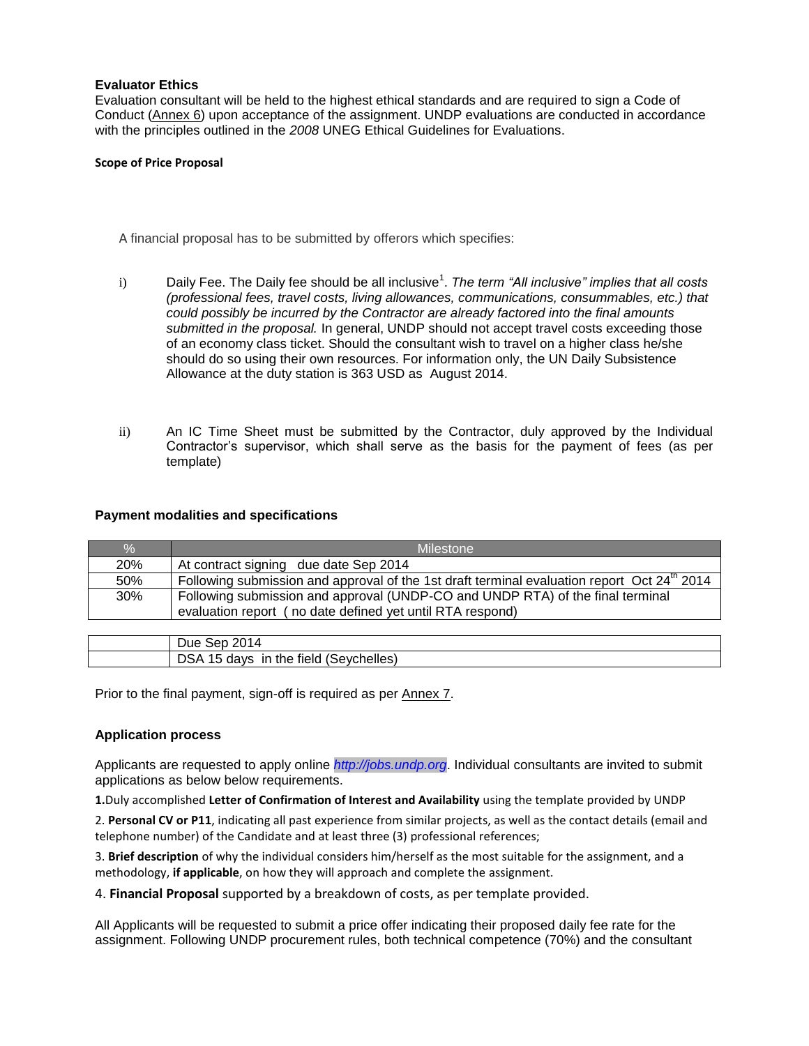### Evaluator Ethics

Evaluation consultant will be held to the highest ethical standards and are required to sign a Code of Conduct (Annex 6) upon acceptance of the assignment. UNDP evaluations are conducted in accordance with the principles outlined in the *2008* UNEG Ethical Guidelines for Evaluations.

**Scope of Price Proposal**

A financial proposal has to be submitted by offerors which specifies:

i) Daily Fee. The Daily fee should be all inclusive[1]. *The term "All inclusive" implies that all costs (professional fees, travel costs, living allowances, communications, consummables, etc.) that could possibly be incurred by the Contractor are already factored into the final amounts submitted in the proposal.* In general, UNDP should not accept travel costs exceeding those of an economy class ticket. Should the consultant wish to travel on a higher class he/she should do so using their own resources. For information only, the UN Daily Subsistence Allowance at the duty station is 363 USD as August 2014.

ii) An IC Time Sheet must be submitted by the Contractor, duly approved by the Individual Contractor's supervisor, which shall serve as the basis for the payment of fees (as per template)

### Payment modalities and specifications

| % | Milestone |
|---|---|
| 20% | At contract signing due date Sep 2014 |
| 50% | Following submission and approval of the 1st draft terminal evaluation report Oct 24th 2014 |
| 30% | Following submission and approval (UNDP-CO and UNDP RTA) of the final terminal evaluation report ( no date defined yet until RTA respond) |

| | |
|---|---|
| | Due Sep 2014 |
| | DSA 15 days in the field (Seychelles) |

Prior to the final payment, sign-off is required as per Annex 7.

### Application process

Applicants are requested to apply online *http://jobs.undp.org*. Individual consultants are invited to submit applications as below below requirements.

**1.**Duly accomplished **Letter of Confirmation of Interest and Availability** using the template provided by UNDP

2. **Personal CV or P11**, indicating all past experience from similar projects, as well as the contact details (email and telephone number) of the Candidate and at least three (3) professional references;

3. **Brief description** of why the individual considers him/herself as the most suitable for the assignment, and a methodology, **if applicable**, on how they will approach and complete the assignment.

4. **Financial Proposal** supported by a breakdown of costs, as per template provided.

All Applicants will be requested to submit a price offer indicating their proposed daily fee rate for the assignment. Following UNDP procurement rules, both technical competence (70%) and the consultant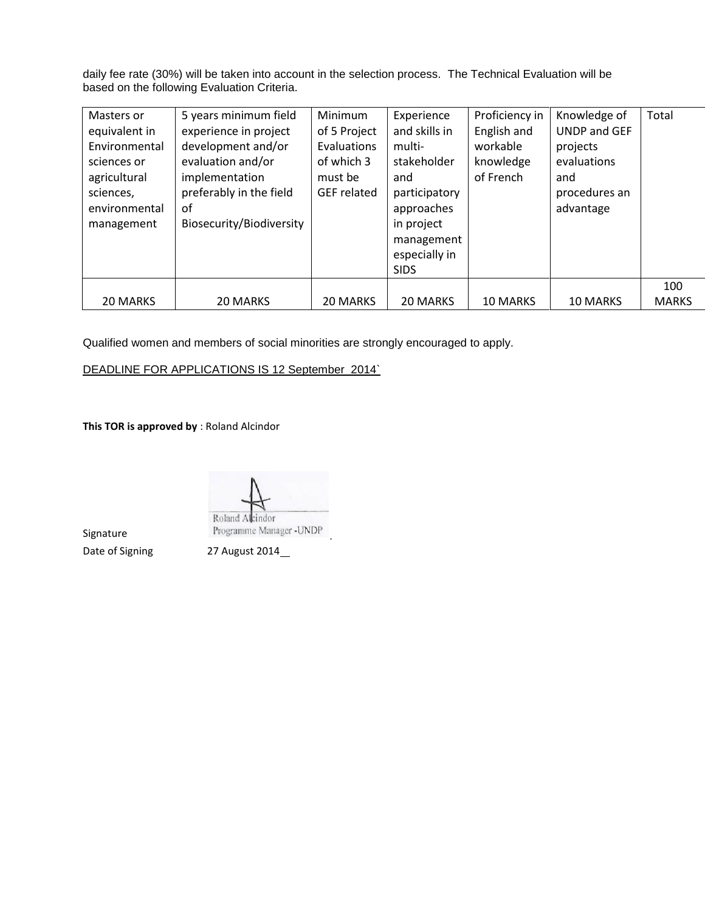daily fee rate (30%) will be taken into account in the selection process. The Technical Evaluation will be based on the following Evaluation Criteria.

| Masters or equivalent in Environmental sciences or agricultural sciences, environmental management | 5 years minimum field experience in project development and/or evaluation and/or implementation preferably in the field of Biosecurity/Biodiversity | Minimum of 5 Project Evaluations of which 3 must be GEF related | Experience and skills in multi-stakeholder and participatory approaches in project management especially in SIDS | Proficiency in English and workable knowledge of French | Knowledge of UNDP and GEF projects evaluations and procedures an advantage | Total |
|---|---|---|---|---|---|---|
| 20 MARKS | 20 MARKS | 20 MARKS | 20 MARKS | 10 MARKS | 10 MARKS | 100 MARKS |

Qualified women and members of social minorities are strongly encouraged to apply.

DEADLINE FOR APPLICATIONS IS 12 September 2014`

**This TOR is approved by** : Roland Alcindor

Signature Roland Alcindor
Programme Manager -UNDP

Date of Signing 27 August 2014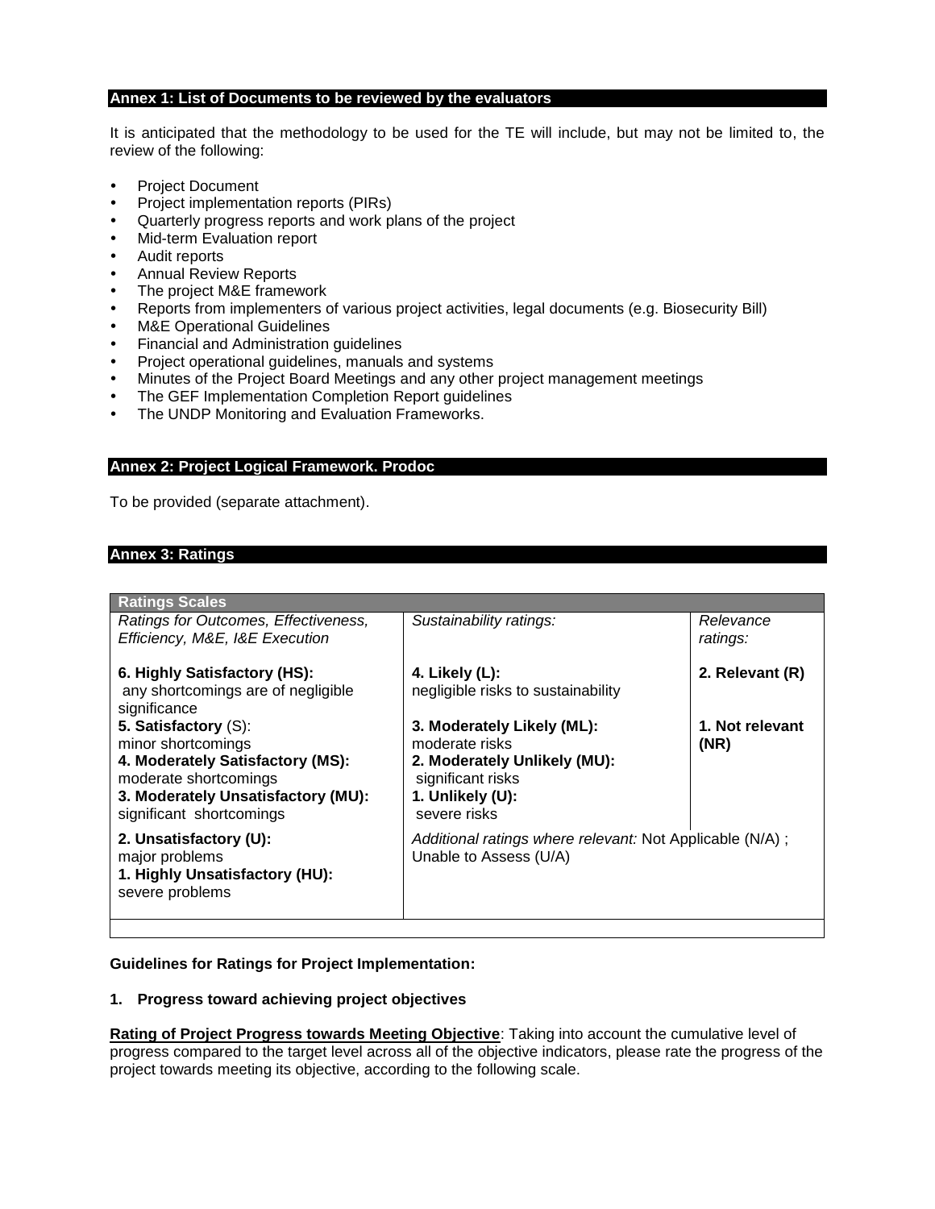## Annex 1: List of Documents to be reviewed by the evaluators

It is anticipated that the methodology to be used for the TE will include, but may not be limited to, the review of the following:

- Project Document
- Project implementation reports (PIRs)
- Quarterly progress reports and work plans of the project
- Mid-term Evaluation report
- Audit reports
- Annual Review Reports
- The project M&E framework
- Reports from implementers of various project activities, legal documents (e.g. Biosecurity Bill)
- M&E Operational Guidelines
- Financial and Administration guidelines
- Project operational guidelines, manuals and systems
- Minutes of the Project Board Meetings and any other project management meetings
- The GEF Implementation Completion Report guidelines
- The UNDP Monitoring and Evaluation Frameworks.

## Annex 2: Project Logical Framework. Prodoc

To be provided (separate attachment).

## Annex 3: Ratings

| Ratings Scales | | |
|---|---|---|
| *Ratings for Outcomes, Effectiveness, Efficiency, M&E, I&E Execution* | *Sustainability ratings:* | *Relevance ratings:* |
| **6. Highly Satisfactory (HS):** any shortcomings are of negligible significance<br>**5. Satisfactory** (S): minor shortcomings<br>**4. Moderately Satisfactory (MS):** moderate shortcomings<br>**3. Moderately Unsatisfactory (MU):** significant shortcomings | **4. Likely (L):** negligible risks to sustainability<br>**3. Moderately Likely (ML):** moderate risks<br>**2. Moderately Unlikely (MU):** significant risks<br>**1. Unlikely (U):** severe risks | **2. Relevant (R)**<br>**1. Not relevant (NR)** |
| **2. Unsatisfactory (U):** major problems<br>**1. Highly Unsatisfactory (HU):** severe problems | *Additional ratings where relevant:* Not Applicable (N/A) ; Unable to Assess (U/A) | |

**Guidelines for Ratings for Project Implementation:**

**1. Progress toward achieving project objectives**

**Rating of Project Progress towards Meeting Objective**: Taking into account the cumulative level of progress compared to the target level across all of the objective indicators, please rate the progress of the project towards meeting its objective, according to the following scale.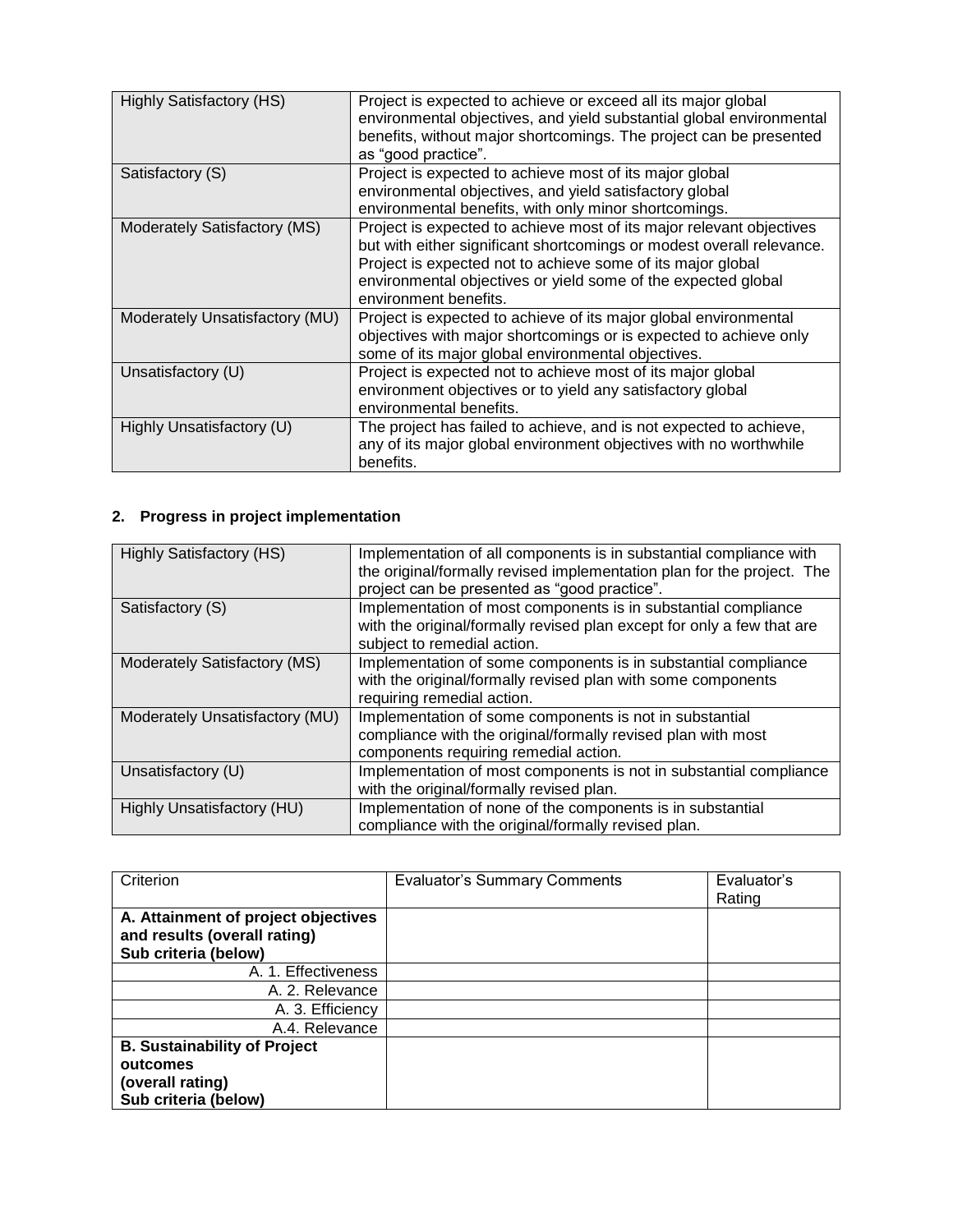| Highly Satisfactory (HS) | Project is expected to achieve or exceed all its major global environmental objectives, and yield substantial global environmental benefits, without major shortcomings. The project can be presented as "good practice". |
|---|---|
| Satisfactory (S) | Project is expected to achieve most of its major global environmental objectives, and yield satisfactory global environmental benefits, with only minor shortcomings. |
| Moderately Satisfactory (MS) | Project is expected to achieve most of its major relevant objectives but with either significant shortcomings or modest overall relevance. Project is expected not to achieve some of its major global environmental objectives or yield some of the expected global environment benefits. |
| Moderately Unsatisfactory (MU) | Project is expected to achieve of its major global environmental objectives with major shortcomings or is expected to achieve only some of its major global environmental objectives. |
| Unsatisfactory (U) | Project is expected not to achieve most of its major global environment objectives or to yield any satisfactory global environmental benefits. |
| Highly Unsatisfactory (U) | The project has failed to achieve, and is not expected to achieve, any of its major global environment objectives with no worthwhile benefits. |

## 2. Progress in project implementation

| Highly Satisfactory (HS) | Implementation of all components is in substantial compliance with the original/formally revised implementation plan for the project. The project can be presented as "good practice". |
|---|---|
| Satisfactory (S) | Implementation of most components is in substantial compliance with the original/formally revised plan except for only a few that are subject to remedial action. |
| Moderately Satisfactory (MS) | Implementation of some components is in substantial compliance with the original/formally revised plan with some components requiring remedial action. |
| Moderately Unsatisfactory (MU) | Implementation of some components is not in substantial compliance with the original/formally revised plan with most components requiring remedial action. |
| Unsatisfactory (U) | Implementation of most components is not in substantial compliance with the original/formally revised plan. |
| Highly Unsatisfactory (HU) | Implementation of none of the components is in substantial compliance with the original/formally revised plan. |

| Criterion | Evaluator's Summary Comments | Evaluator's Rating |
|---|---|---|
| **A. Attainment of project objectives and results (overall rating) Sub criteria (below)** | | |
| A. 1. Effectiveness | | |
| A. 2. Relevance | | |
| A. 3. Efficiency | | |
| A.4. Relevance | | |
| **B. Sustainability of Project outcomes (overall rating) Sub criteria (below)** | | |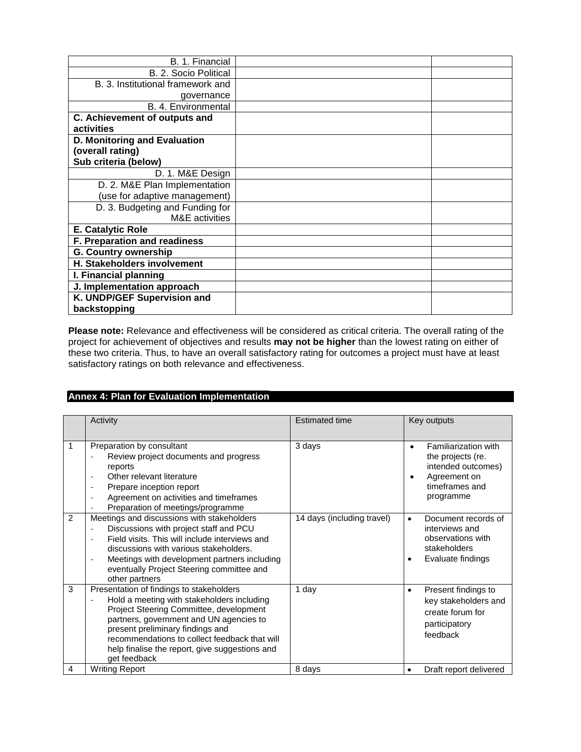| | | |
|---|---|---|
| B. 1. Financial | | |
| B. 2. Socio Political | | |
| B. 3. Institutional framework and governance | | |
| B. 4. Environmental | | |
| **C. Achievement of outputs and activities** | | |
| **D. Monitoring and Evaluation (overall rating) Sub criteria (below)** | | |
| D. 1. M&E Design | | |
| D. 2. M&E Plan Implementation (use for adaptive management) | | |
| D. 3. Budgeting and Funding for M&E activities | | |
| **E. Catalytic Role** | | |
| **F. Preparation and readiness** | | |
| **G. Country ownership** | | |
| **H. Stakeholders involvement** | | |
| **I. Financial planning** | | |
| **J. Implementation approach** | | |
| **K. UNDP/GEF Supervision and backstopping** | | |

**Please note:** Relevance and effectiveness will be considered as critical criteria. The overall rating of the project for achievement of objectives and results **may not be higher** than the lowest rating on either of these two criteria. Thus, to have an overall satisfactory rating for outcomes a project must have at least satisfactory ratings on both relevance and effectiveness.

## Annex 4: Plan for Evaluation Implementation

| | Activity | Estimated time | Key outputs |
|---|---|---|---|
| 1 | Preparation by consultant<br>- Review project documents and progress reports<br>- Other relevant literature<br>- Prepare inception report<br>- Agreement on activities and timeframes<br>- Preparation of meetings/programme | 3 days | • Familiarization with the projects (re. intended outcomes)<br>• Agreement on timeframes and programme |
| 2 | Meetings and discussions with stakeholders<br>- Discussions with project staff and PCU<br>- Field visits. This will include interviews and discussions with various stakeholders.<br>- Meetings with development partners including eventually Project Steering committee and other partners | 14 days (including travel) | • Document records of interviews and observations with stakeholders<br>• Evaluate findings |
| 3 | Presentation of findings to stakeholders<br>- Hold a meeting with stakeholders including Project Steering Committee, development partners, government and UN agencies to present preliminary findings and recommendations to collect feedback that will help finalise the report, give suggestions and get feedback | 1 day | • Present findings to key stakeholders and create forum for participatory feedback |
| 4 | Writing Report | 8 days | • Draft report delivered |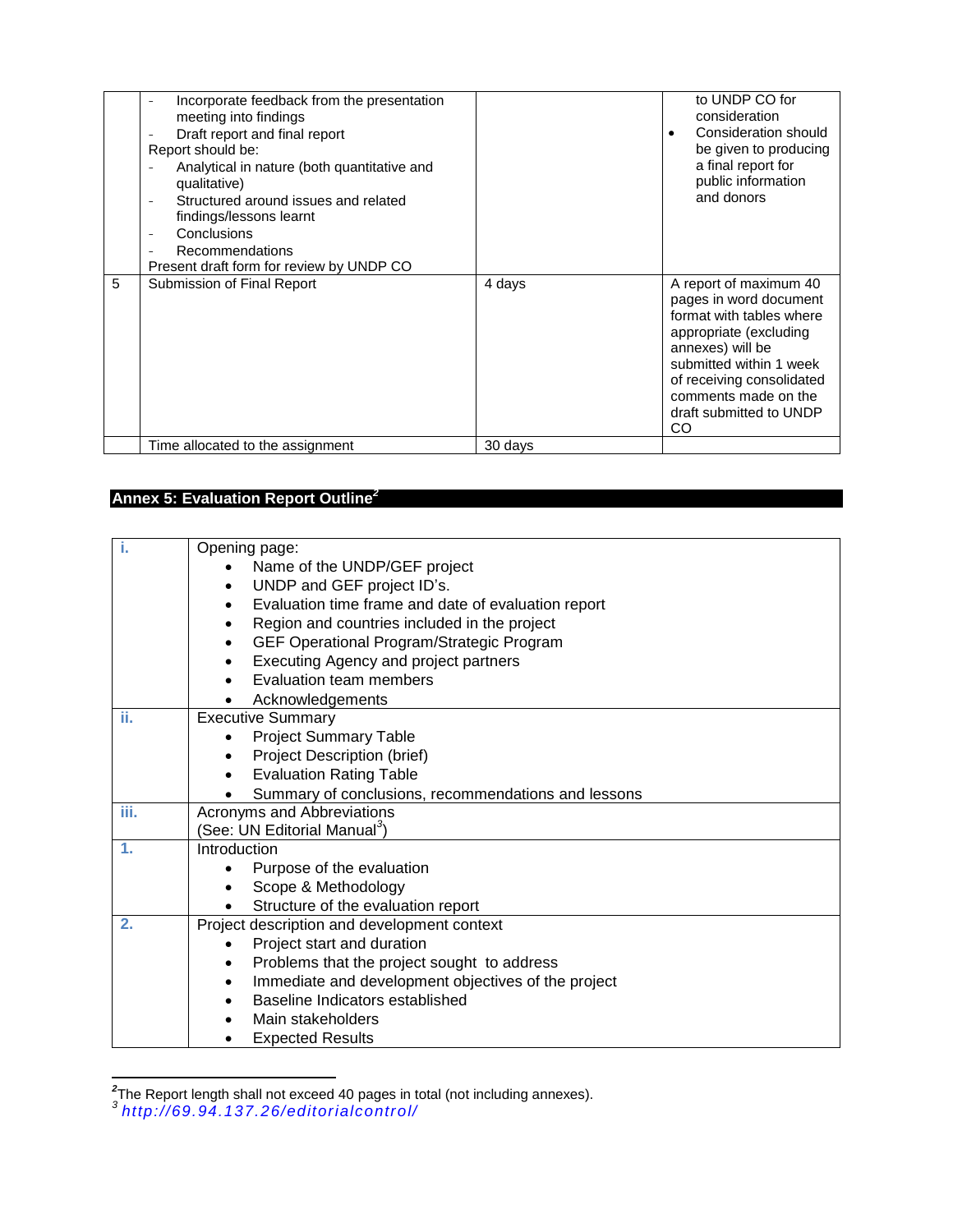| | | | |
|---|---|---|---|
| | - Incorporate feedback from the presentation meeting into findings<br>- Draft report and final report<br>Report should be:<br>- Analytical in nature (both quantitative and qualitative)<br>- Structured around issues and related findings/lessons learnt<br>- Conclusions<br>- Recommendations<br>Present draft form for review by UNDP CO | | to UNDP CO for consideration<br>• Consideration should be given to producing a final report for public information and donors |
| 5 | Submission of Final Report | 4 days | A report of maximum 40 pages in word document format with tables where appropriate (excluding annexes) will be submitted within 1 week of receiving consolidated comments made on the draft submitted to UNDP CO |
| | Time allocated to the assignment | 30 days | |

## Annex 5: Evaluation Report Outline[2]

| | |
|---|---|
| i. | Opening page:<br>• Name of the UNDP/GEF project<br>• UNDP and GEF project ID's.<br>• Evaluation time frame and date of evaluation report<br>• Region and countries included in the project<br>• GEF Operational Program/Strategic Program<br>• Executing Agency and project partners<br>• Evaluation team members<br>• Acknowledgements |
| ii. | Executive Summary<br>• Project Summary Table<br>• Project Description (brief)<br>• Evaluation Rating Table<br>• Summary of conclusions, recommendations and lessons |
| iii. | Acronyms and Abbreviations<br>(See: UN Editorial Manual[3]) |
| 1. | Introduction<br>• Purpose of the evaluation<br>• Scope & Methodology<br>• Structure of the evaluation report |
| 2. | Project description and development context<br>• Project start and duration<br>• Problems that the project sought to address<br>• Immediate and development objectives of the project<br>• Baseline Indicators established<br>• Main stakeholders<br>• Expected Results |

[2] The Report length shall not exceed 40 pages in total (not including annexes).

[3] http://69.94.137.26/editorialcontrol/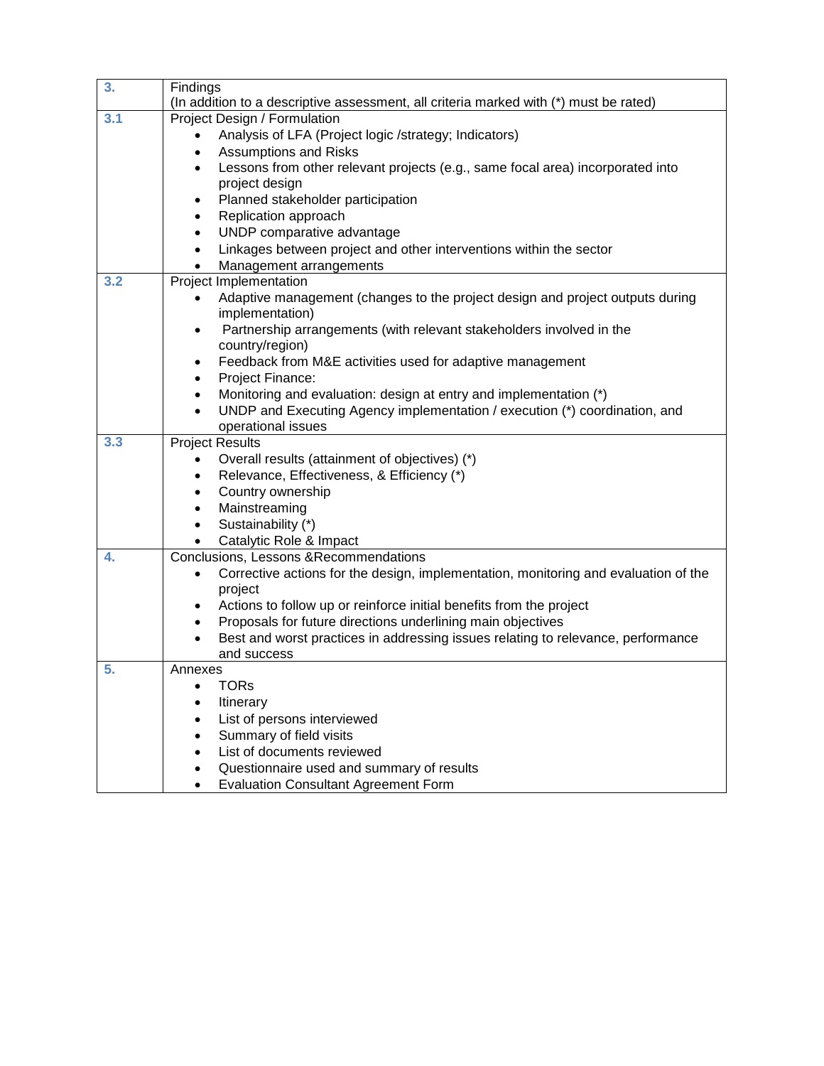| 3. | Findings<br>(In addition to a descriptive assessment, all criteria marked with (*) must be rated) |
|---|---|
| 3.1 | Project Design / Formulation<br>• Analysis of LFA (Project logic /strategy; Indicators)<br>• Assumptions and Risks<br>• Lessons from other relevant projects (e.g., same focal area) incorporated into project design<br>• Planned stakeholder participation<br>• Replication approach<br>• UNDP comparative advantage<br>• Linkages between project and other interventions within the sector<br>• Management arrangements |
| 3.2 | Project Implementation<br>• Adaptive management (changes to the project design and project outputs during implementation)<br>• Partnership arrangements (with relevant stakeholders involved in the country/region)<br>• Feedback from M&E activities used for adaptive management<br>• Project Finance:<br>• Monitoring and evaluation: design at entry and implementation (*)<br>• UNDP and Executing Agency implementation / execution (*) coordination, and operational issues |
| 3.3 | Project Results<br>• Overall results (attainment of objectives) (*)<br>• Relevance, Effectiveness, & Efficiency (*)<br>• Country ownership<br>• Mainstreaming<br>• Sustainability (*)<br>• Catalytic Role & Impact |
| 4. | Conclusions, Lessons &Recommendations<br>• Corrective actions for the design, implementation, monitoring and evaluation of the project<br>• Actions to follow up or reinforce initial benefits from the project<br>• Proposals for future directions underlining main objectives<br>• Best and worst practices in addressing issues relating to relevance, performance and success |
| 5. | Annexes<br>• TORs<br>• Itinerary<br>• List of persons interviewed<br>• Summary of field visits<br>• List of documents reviewed<br>• Questionnaire used and summary of results<br>• Evaluation Consultant Agreement Form |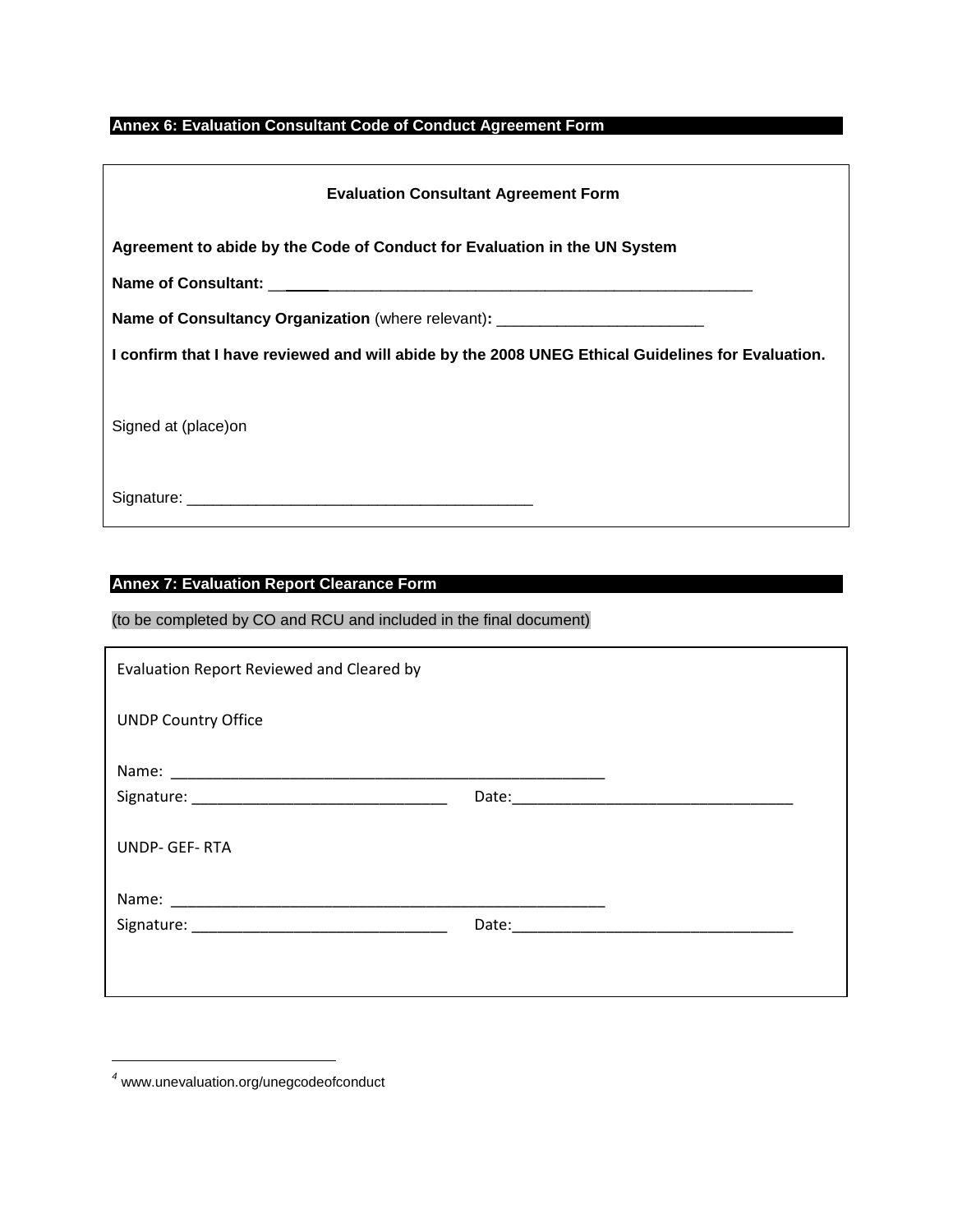## Annex 6: Evaluation Consultant Code of Conduct Agreement Form

**Evaluation Consultant Agreement Form**

**Agreement to abide by the Code of Conduct for Evaluation in the UN System**

**Name of Consultant:** ___________________________________________________________

**Name of Consultancy Organization** (where relevant)**:** ________________________

**I confirm that I have reviewed and will abide by the 2008 UNEG Ethical Guidelines for Evaluation.**

Signed at (place)on

Signature: ________________________________________

## Annex 7: Evaluation Report Clearance Form

(to be completed by CO and RCU and included in the final document)

Evaluation Report Reviewed and Cleared by

UNDP Country Office

Name: _____________________________________________________

Signature: ________________________________ Date:___________________________________

UNDP- GEF- RTA

Name: _____________________________________________________

Signature: ________________________________ Date:___________________________________

---

[4] www.unevaluation.org/unegcodeofconduct